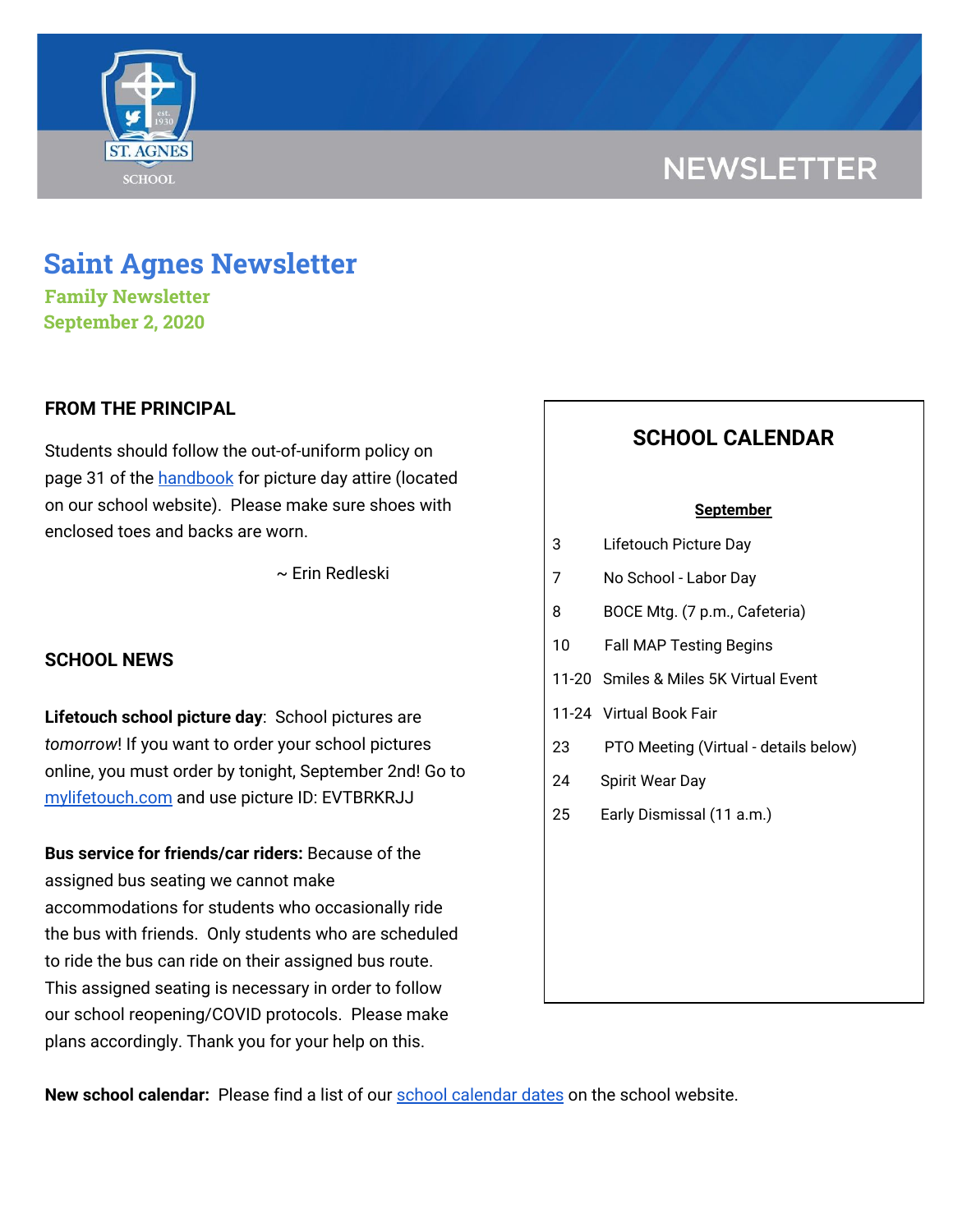# Saint Agnes Newsletter

**Family Newsletter**
**September 2, 2020**

## FROM THE PRINCIPAL

Students should follow the out-of-uniform policy on page 31 of the handbook for picture day attire (located on our school website). Please make sure shoes with enclosed toes and backs are worn.

~ Erin Redleski

## SCHOOL NEWS

**Lifetouch school picture day**: School pictures are *tomorrow*! If you want to order your school pictures online, you must order by tonight, September 2nd! Go to mylifetouch.com and use picture ID: EVTBRKRJJ

**Bus service for friends/car riders:** Because of the assigned bus seating we cannot make accommodations for students who occasionally ride the bus with friends. Only students who are scheduled to ride the bus can ride on their assigned bus route. This assigned seating is necessary in order to follow our school reopening/COVID protocols. Please make plans accordingly. Thank you for your help on this.

## SCHOOL CALENDAR

**September**

| Date | Event |
| --- | --- |
| 3 | Lifetouch Picture Day |
| 7 | No School - Labor Day |
| 8 | BOCE Mtg. (7 p.m., Cafeteria) |
| 10 | Fall MAP Testing Begins |
| 11-20 | Smiles & Miles 5K Virtual Event |
| 11-24 | Virtual Book Fair |
| 23 | PTO Meeting (Virtual - details below) |
| 24 | Spirit Wear Day |
| 25 | Early Dismissal (11 a.m.) |

**New school calendar:** Please find a list of our school calendar dates on the school website.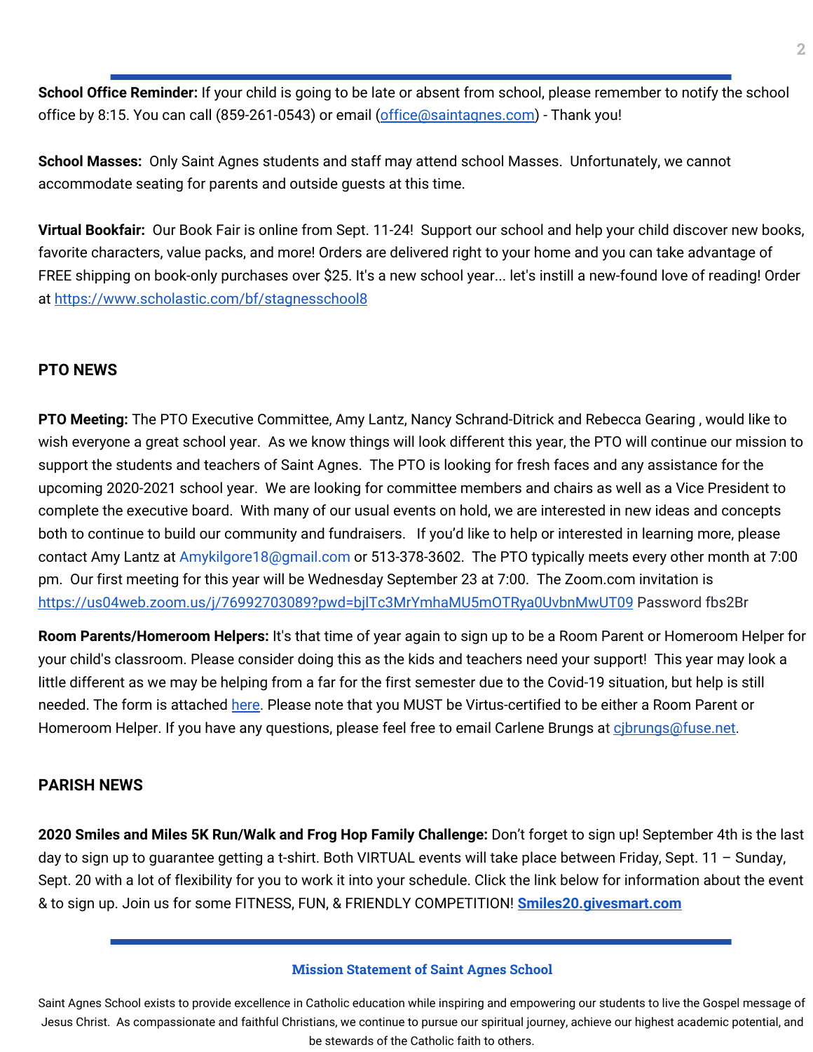**School Office Reminder:** If your child is going to be late or absent from school, please remember to notify the school office by 8:15. You can call (859-261-0543) or email (office@saintagnes.com) - Thank you!

**School Masses:** Only Saint Agnes students and staff may attend school Masses. Unfortunately, we cannot accommodate seating for parents and outside guests at this time.

**Virtual Bookfair:** Our Book Fair is online from Sept. 11-24! Support our school and help your child discover new books, favorite characters, value packs, and more! Orders are delivered right to your home and you can take advantage of FREE shipping on book-only purchases over $25. It's a new school year... let's instill a new-found love of reading! Order at https://www.scholastic.com/bf/stagnesschool8

## PTO NEWS

**PTO Meeting:** The PTO Executive Committee, Amy Lantz, Nancy Schrand-Ditrick and Rebecca Gearing , would like to wish everyone a great school year. As we know things will look different this year, the PTO will continue our mission to support the students and teachers of Saint Agnes. The PTO is looking for fresh faces and any assistance for the upcoming 2020-2021 school year. We are looking for committee members and chairs as well as a Vice President to complete the executive board. With many of our usual events on hold, we are interested in new ideas and concepts both to continue to build our community and fundraisers. If you'd like to help or interested in learning more, please contact Amy Lantz at Amykilgore18@gmail.com or 513-378-3602. The PTO typically meets every other month at 7:00 pm. Our first meeting for this year will be Wednesday September 23 at 7:00. The Zoom.com invitation is https://us04web.zoom.us/j/76992703089?pwd=bjlTc3MrYmhaMU5mOTRya0UvbnMwUT09 Password fbs2Br

**Room Parents/Homeroom Helpers:** It's that time of year again to sign up to be a Room Parent or Homeroom Helper for your child's classroom. Please consider doing this as the kids and teachers need your support! This year may look a little different as we may be helping from a far for the first semester due to the Covid-19 situation, but help is still needed. The form is attached here. Please note that you MUST be Virtus-certified to be either a Room Parent or Homeroom Helper. If you have any questions, please feel free to email Carlene Brungs at cjbrungs@fuse.net.

## PARISH NEWS

**2020 Smiles and Miles 5K Run/Walk and Frog Hop Family Challenge:** Don't forget to sign up! September 4th is the last day to sign up to guarantee getting a t-shirt. Both VIRTUAL events will take place between Friday, Sept. 11 – Sunday, Sept. 20 with a lot of flexibility for you to work it into your schedule. Click the link below for information about the event & to sign up. Join us for some FITNESS, FUN, & FRIENDLY COMPETITION! **Smiles20.givesmart.com**

### Mission Statement of Saint Agnes School

Saint Agnes School exists to provide excellence in Catholic education while inspiring and empowering our students to live the Gospel message of Jesus Christ. As compassionate and faithful Christians, we continue to pursue our spiritual journey, achieve our highest academic potential, and be stewards of the Catholic faith to others.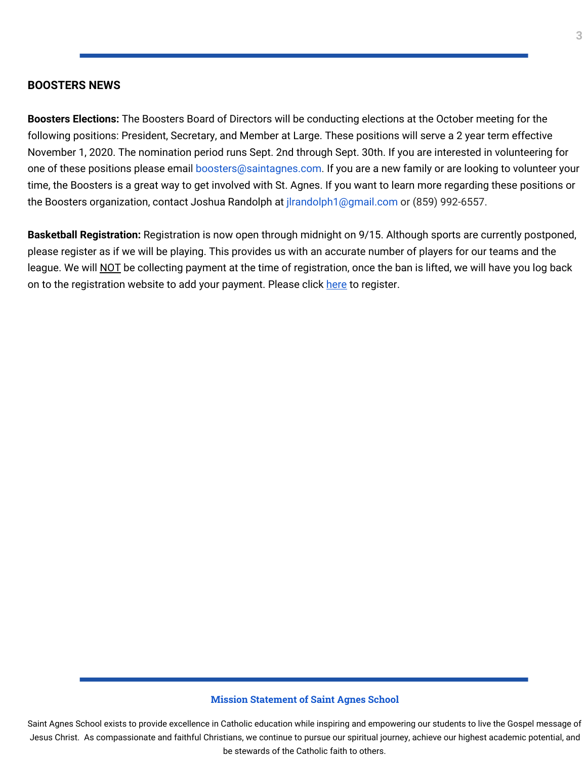## BOOSTERS NEWS

**Boosters Elections:** The Boosters Board of Directors will be conducting elections at the October meeting for the following positions: President, Secretary, and Member at Large. These positions will serve a 2 year term effective November 1, 2020. The nomination period runs Sept. 2nd through Sept. 30th. If you are interested in volunteering for one of these positions please email boosters@saintagnes.com. If you are a new family or are looking to volunteer your time, the Boosters is a great way to get involved with St. Agnes. If you want to learn more regarding these positions or the Boosters organization, contact Joshua Randolph at jlrandolph1@gmail.com or (859) 992-6557.

**Basketball Registration:** Registration is now open through midnight on 9/15. Although sports are currently postponed, please register as if we will be playing. This provides us with an accurate number of players for our teams and the league. We will NOT be collecting payment at the time of registration, once the ban is lifted, we will have you log back on to the registration website to add your payment. Please click here to register.

**Mission Statement of Saint Agnes School**

Saint Agnes School exists to provide excellence in Catholic education while inspiring and empowering our students to live the Gospel message of Jesus Christ. As compassionate and faithful Christians, we continue to pursue our spiritual journey, achieve our highest academic potential, and be stewards of the Catholic faith to others.